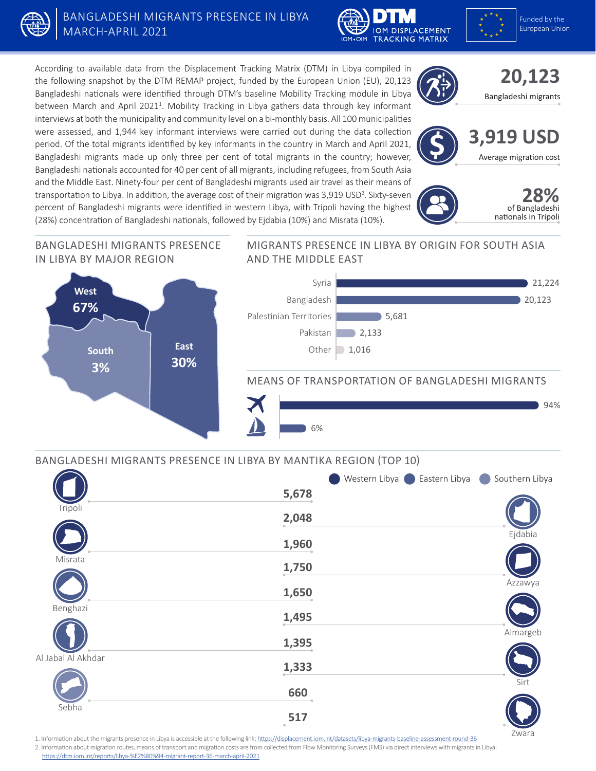# BANGLADESHI MIGRANTS PRESENCE IN LIBYA MARCH-APRIL 2021

DTM IOM DISPLACEMENT TRACKING MATRIX

Funded by the European Union

According to available data from the Displacement Tracking Matrix (DTM) in Libya compiled in the following snapshot by the DTM REMAP project, funded by the European Union (EU), 20,123 Bangladeshi nationals were identified through DTM's baseline Mobility Tracking module in Libya between March and April 2021[1]. Mobility Tracking in Libya gathers data through key informant interviews at both the municipality and community level on a bi-monthly basis. All 100 municipalities were assessed, and 1,944 key informant interviews were carried out during the data collection period. Of the total migrants identified by key informants in the country in March and April 2021, Bangladeshi migrants made up only three per cent of total migrants in the country; however, Bangladeshi nationals accounted for 40 per cent of all migrants, including refugees, from South Asia and the Middle East. Ninety-four per cent of Bangladeshi migrants used air travel as their means of transportation to Libya. In addition, the average cost of their migration was 3,919 USD[2]. Sixty-seven percent of Bangladeshi migrants were identified in western Libya, with Tripoli having the highest (28%) concentration of Bangladeshi nationals, followed by Ejdabia (10%) and Misrata (10%).

**20,123** Bangladeshi migrants

**3,919 USD** Average migration cost

**28%** of Bangladeshi nationals in Tripoli

## BANGLADESHI MIGRANTS PRESENCE IN LIBYA BY MAJOR REGION

| Region | Percentage |
|---|---|
| West | 67% |
| East | 30% |
| South | 3% |

## MIGRANTS PRESENCE IN LIBYA BY ORIGIN FOR SOUTH ASIA AND THE MIDDLE EAST

| Origin | Migrants |
|---|---|
| Syria | 21,224 |
| Bangladesh | 20,123 |
| Palestinian Territories | 5,681 |
| Pakistan | 2,133 |
| Other | 1,016 |

## MEANS OF TRANSPORTATION OF BANGLADESHI MIGRANTS

| Means | Percentage |
|---|---|
| Air | 94% |
| Sea | 6% |

## BANGLADESHI MIGRANTS PRESENCE IN LIBYA BY MANTIKA REGION (TOP 10)

Western Libya | Eastern Libya | Southern Libya

| Mantika | Migrants |
|---|---|
| Tripoli | 5,678 |
| Ejdabia | 2,048 |
| Misrata | 1,960 |
| Azzawya | 1,750 |
| Benghazi | 1,650 |
| Almargeb | 1,495 |
| Al Jabal Al Akhdar | 1,395 |
| Sirt | 1,333 |
| Sebha | 660 |
| Zwara | 517 |

1. Information about the migrants presence in Libya is accessible at the following link: https://displacement.iom.int/datasets/libya-migrants-baseline-assessment-round-36
2. Information about migration routes, means of transport and migration costs are from collected from Flow Monitoring Surveys (FMS) via direct interviews with migrants in Libya: https://dtm.iom.int/reports/libya-%E2%80%94-migrant-report-36-march-april-2021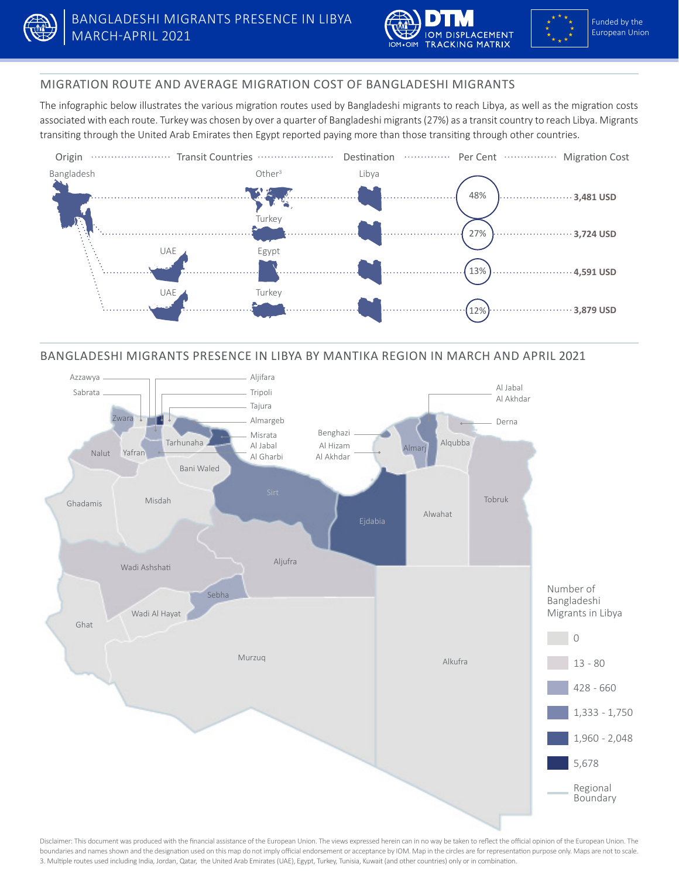## MIGRATION ROUTE AND AVERAGE MIGRATION COST OF BANGLADESHI MIGRANTS

The infographic below illustrates the various migration routes used by Bangladeshi migrants to reach Libya, as well as the migration costs associated with each route. Turkey was chosen by over a quarter of Bangladeshi migrants (27%) as a transit country to reach Libya. Migrants transiting through the United Arab Emirates then Egypt reported paying more than those transiting through other countries.

Origin · Transit Countries · Destination · Per Cent · Migration Cost

Bangladesh

Other[3] · Libya · 48% · **3,481 USD**

Turkey · Libya · 27% · **3,724 USD**

UAE · Egypt · Libya · 13% · **4,591 USD**

UAE · Turkey · Libya · 12% · **3,879 USD**

## BANGLADESHI MIGRANTS PRESENCE IN LIBYA BY MANTIKA REGION IN MARCH AND APRIL 2021

Azzawya, Sabrata, Aljifara, Tripoli, Tajura, Almargeb, Misrata, Al Jabal Al Gharbi, Zwara, Nalut, Yafran, Tarhunaha, Bani Waled, Benghazi, Al Hizam Al Akhdar, Al Jabal Al Akhdar, Derna, Almarj, Alqubba, Sirt, Ejdabia, Alwahat, Tobruk, Ghadamis, Misdah, Wadi Ashshati, Aljufra, Sebha, Wadi Al Hayat, Ghat, Murzuq, Alkufra

Number of Bangladeshi Migrants in Libya

- 0
- 13 - 80
- 428 - 660
- 1,333 - 1,750
- 1,960 - 2,048
- 5,678
- Regional Boundary

Disclaimer: This document was produced with the financial assistance of the European Union. The views expressed herein can in no way be taken to reflect the official opinion of the European Union. The boundaries and names shown and the designation used on this map do not imply official endorsement or acceptance by IOM. Map in the circles are for representation purpose only. Maps are not to scale.

3. Multiple routes used including India, Jordan, Qatar, the United Arab Emirates (UAE), Egypt, Turkey, Tunisia, Kuwait (and other countries) only or in combination.